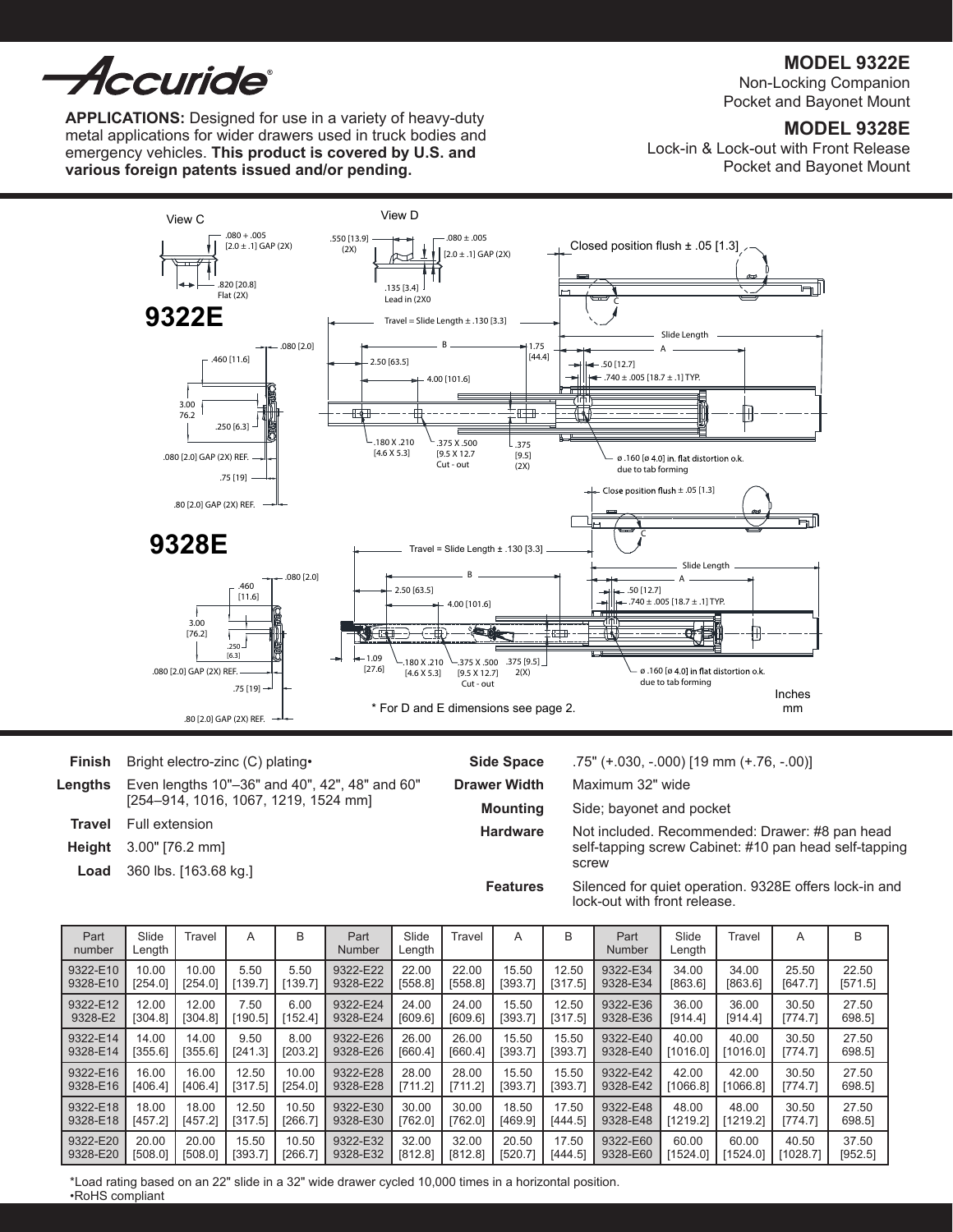Accuride®

**APPLICATIONS:** Designed for use in a variety of heavy-duty metal applications for wider drawers used in truck bodies and emergency vehicles. **This product is covered by U.S. and various foreign patents issued and/or pending.**

## MODEL 9322E

Non-Locking Companion
Pocket and Bayonet Mount

## MODEL 9328E

Lock-in & Lock-out with Front Release
Pocket and Bayonet Mount

View C

.080 + .005
[2.0 ± .1] GAP (2X)

.820 [20.8]
Flat (2X)

View D

.550 [13.9]
(2X)

.080 ± .005
[2.0 ± .1] GAP (2X)

.135 [3.4]
Lead in (2X0

Closed position flush ± .05 [1.3]

**9322E**

.080 [2.0]

.460 [11.6]

3.00
76.2

.250 [6.3]

.080 [2.0] GAP (2X) REF.

.75 [19]

.80 [2.0] GAP (2X) REF.

Travel = Slide Length ± .130 [3.3]

B

1.75
[44.4]

2.50 [63.5]

4.00 [101.6]

Slide Length

A

.50 [12.7]

.740 ± .005 [18.7 ± .1] TYP.

.180 X .210
[4.6 X 5.3]

.375 X .500
[9.5 X 12.7
Cut - out

.375
[9.5]
(2X)

ø .160 [ø 4.0] in. flat distortion o.k. due to tab forming

Close position flush ± .05 [1.3]

**9328E**

.080 [2.0]

.460
[11.6]

3.00
[76.2]

.250
[6.3]

.080 [2.0] GAP (2X) REF.

.75 [19]

.80 [2.0] GAP (2X) REF.

Travel = Slide Length ± .130 [3.3]

B

2.50 [63.5]

4.00 [101.6]

Slide Length

A

.50 [12.7]

.740 ± .005 [18.7 ± .1] TYP.

1.09
[27.6]

.180 X .210
[4.6 X 5.3]

.375 X .500
[9.5 X 12.7]
Cut - out

.375 [9.5]
2(X)

ø .160 [ø 4.0] in flat distortion o.k. due to tab forming

\* For D and E dimensions see page 2.

Inches
mm

**Finish** Bright electro-zinc (C) plating•

**Lengths** Even lengths 10"–36" and 40", 42", 48" and 60" [254–914, 1016, 1067, 1219, 1524 mm]

**Travel** Full extension

**Height** 3.00" [76.2 mm]

**Load** 360 lbs. [163.68 kg.]

**Side Space** .75" (+.030, -.000) [19 mm (+.76, -.00)]

**Drawer Width** Maximum 32" wide

**Mounting** Side; bayonet and pocket

**Hardware** Not included. Recommended: Drawer: #8 pan head self-tapping screw Cabinet: #10 pan head self-tapping screw

**Features** Silenced for quiet operation. 9328E offers lock-in and lock-out with front release.

| Part number | Slide Length | Travel | A | B | Part Number | Slide Length | Travel | A | B | Part Number | Slide Length | Travel | A | B |
|---|---|---|---|---|---|---|---|---|---|---|---|---|---|---|
| 9322-E10<br>9328-E10 | 10.00<br>[254.0] | 10.00<br>[254.0] | 5.50<br>[139.7] | 5.50<br>[139.7] | 9322-E22<br>9328-E22 | 22.00<br>[558.8] | 22.00<br>[558.8] | 15.50<br>[393.7] | 12.50<br>[317.5] | 9322-E34<br>9328-E34 | 34.00<br>[863.6] | 34.00<br>[863.6] | 25.50<br>[647.7] | 22.50<br>[571.5] |
| 9322-E12<br>9328-E2 | 12.00<br>[304.8] | 12.00<br>[304.8] | 7.50<br>[190.5] | 6.00<br>[152.4] | 9322-E24<br>9328-E24 | 24.00<br>[609.6] | 24.00<br>[609.6] | 15.50<br>[393.7] | 12.50<br>[317.5] | 9322-E36<br>9328-E36 | 36.00<br>[914.4] | 36.00<br>[914.4] | 30.50<br>[774.7] | 27.50<br>698.5] |
| 9322-E14<br>9328-E14 | 14.00<br>[355.6] | 14.00<br>[355.6] | 9.50<br>[241.3] | 8.00<br>[203.2] | 9322-E26<br>9328-E26 | 26.00<br>[660.4] | 26.00<br>[660.4] | 15.50<br>[393.7] | 15.50<br>[393.7] | 9322-E40<br>9328-E40 | 40.00<br>[1016.0] | 40.00<br>[1016.0] | 30.50<br>[774.7] | 27.50<br>698.5] |
| 9322-E16<br>9328-E16 | 16.00<br>[406.4] | 16.00<br>[406.4] | 12.50<br>[317.5] | 10.00<br>[254.0] | 9322-E28<br>9328-E28 | 28.00<br>[711.2] | 28.00<br>[711.2] | 15.50<br>[393.7] | 15.50<br>[393.7] | 9322-E42<br>9328-E42 | 42.00<br>[1066.8] | 42.00<br>[1066.8] | 30.50<br>[774.7] | 27.50<br>698.5] |
| 9322-E18<br>9328-E18 | 18.00<br>[457.2] | 18.00<br>[457.2] | 12.50<br>[317.5] | 10.50<br>[266.7] | 9322-E30<br>9328-E30 | 30.00<br>[762.0] | 30.00<br>[762.0] | 18.50<br>[469.9] | 17.50<br>[444.5] | 9322-E48<br>9328-E48 | 48.00<br>[1219.2] | 48.00<br>[1219.2] | 30.50<br>[774.7] | 27.50<br>698.5] |
| 9322-E20<br>9328-E20 | 20.00<br>[508.0] | 20.00<br>[508.0] | 15.50<br>[393.7] | 10.50<br>[266.7] | 9322-E32<br>9328-E32 | 32.00<br>[812.8] | 32.00<br>[812.8] | 20.50<br>[520.7] | 17.50<br>[444.5] | 9322-E60<br>9328-E60 | 60.00<br>[1524.0] | 60.00<br>[1524.0] | 40.50<br>[1028.7] | 37.50<br>[952.5] |

\*Load rating based on an 22" slide in a 32" wide drawer cycled 10,000 times in a horizontal position.
•RoHS compliant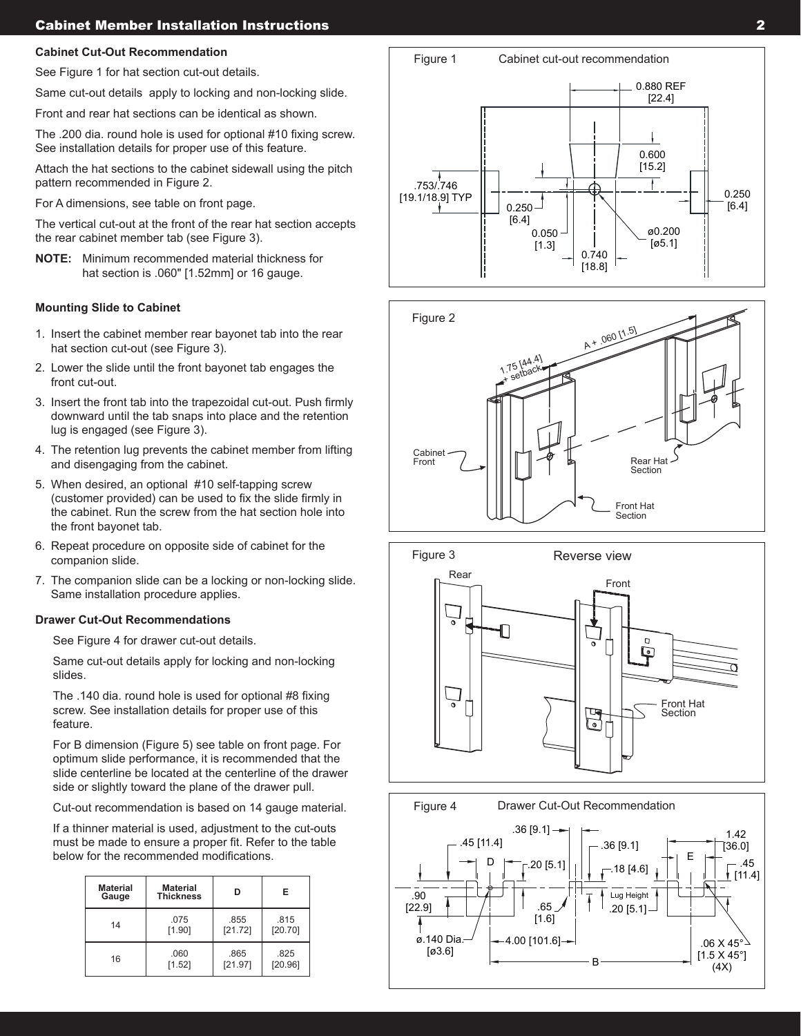## Cabinet Member Installation Instructions

### Cabinet Cut-Out Recommendation

See Figure 1 for hat section cut-out details.

Same cut-out details apply to locking and non-locking slide.

Front and rear hat sections can be identical as shown.

The .200 dia. round hole is used for optional #10 fixing screw. See installation details for proper use of this feature.

Attach the hat sections to the cabinet sidewall using the pitch pattern recommended in Figure 2.

For A dimensions, see table on front page.

The vertical cut-out at the front of the rear hat section accepts the rear cabinet member tab (see Figure 3).

**NOTE:** Minimum recommended material thickness for hat section is .060" [1.52mm] or 16 gauge.

### Mounting Slide to Cabinet

1. Insert the cabinet member rear bayonet tab into the rear hat section cut-out (see Figure 3).
2. Lower the slide until the front bayonet tab engages the front cut-out.
3. Insert the front tab into the trapezoidal cut-out. Push firmly downward until the tab snaps into place and the retention lug is engaged (see Figure 3).
4. The retention lug prevents the cabinet member from lifting and disengaging from the cabinet.
5. When desired, an optional #10 self-tapping screw (customer provided) can be used to fix the slide firmly in the cabinet. Run the screw from the hat section hole into the front bayonet tab.
6. Repeat procedure on opposite side of cabinet for the companion slide.
7. The companion slide can be a locking or non-locking slide. Same installation procedure applies.

### Drawer Cut-Out Recommendations

See Figure 4 for drawer cut-out details.

Same cut-out details apply for locking and non-locking slides.

The .140 dia. round hole is used for optional #8 fixing screw. See installation details for proper use of this feature.

For B dimension (Figure 5) see table on front page. For optimum slide performance, it is recommended that the slide centerline be located at the centerline of the drawer side or slightly toward the plane of the drawer pull.

Cut-out recommendation is based on 14 gauge material.

If a thinner material is used, adjustment to the cut-outs must be made to ensure a proper fit. Refer to the table below for the recommended modifications.

| Material Gauge | Material Thickness | D | E |
|---|---|---|---|
| 14 | .075 [1.90] | .855 [21.72] | .815 [20.70] |
| 16 | .060 [1.52] | .865 [21.97] | .825 [20.96] |

Figure 1 Cabinet cut-out recommendation

Figure 2

Figure 3 Reverse view

Figure 4 Drawer Cut-Out Recommendation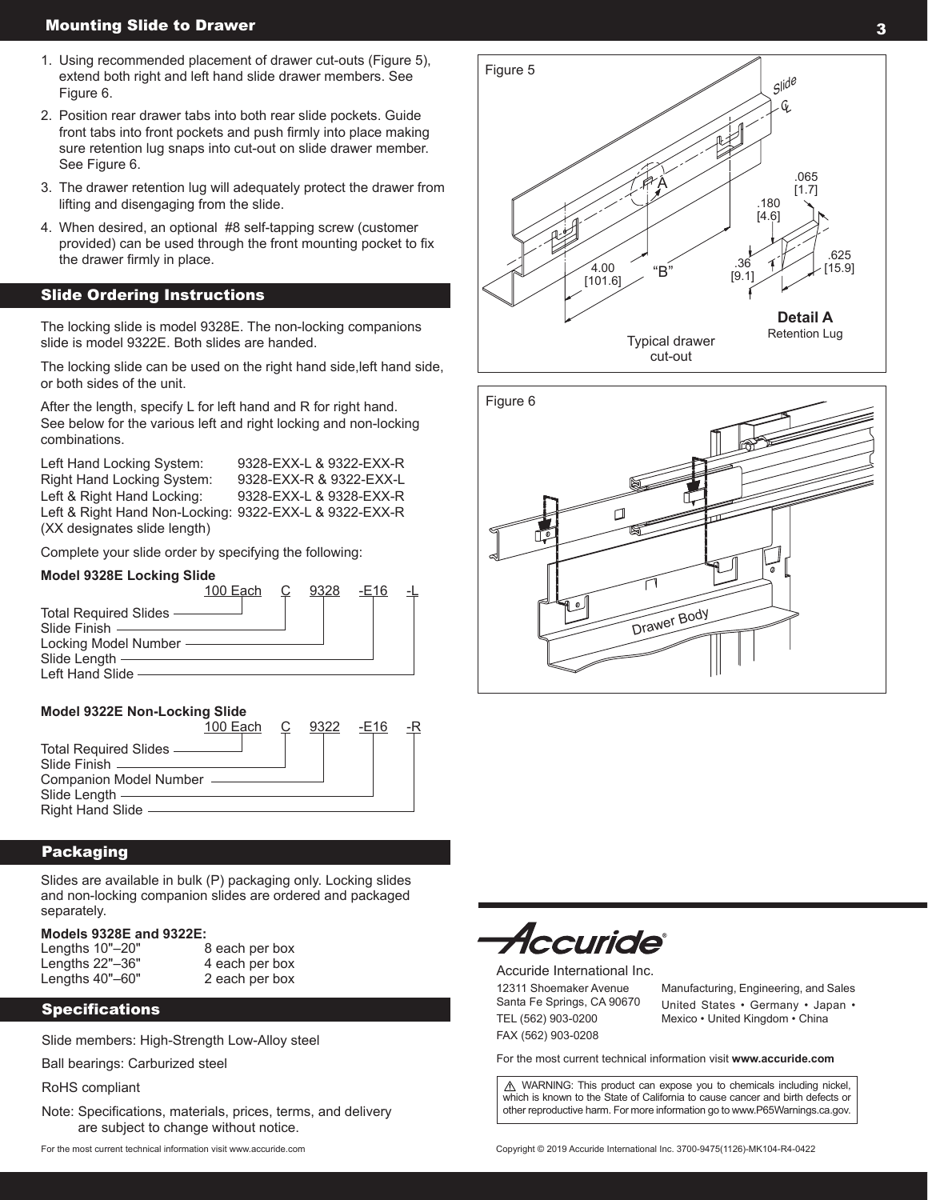## Mounting Slide to Drawer

1. Using recommended placement of drawer cut-outs (Figure 5), extend both right and left hand slide drawer members. See Figure 6.
2. Position rear drawer tabs into both rear slide pockets. Guide front tabs into front pockets and push firmly into place making sure retention lug snaps into cut-out on slide drawer member. See Figure 6.
3. The drawer retention lug will adequately protect the drawer from lifting and disengaging from the slide.
4. When desired, an optional #8 self-tapping screw (customer provided) can be used through the front mounting pocket to fix the drawer firmly in place.

Figure 5

Slide
℄
A
.065
[1.7]
.180
[4.6]
.36
[9.1]
.625
[15.9]
4.00
[101.6]
"B"
Detail A
Retention Lug
Typical drawer cut-out

Figure 6

Drawer Body

## Slide Ordering Instructions

The locking slide is model 9328E. The non-locking companions slide is model 9322E. Both slides are handed.

The locking slide can be used on the right hand side,left hand side, or both sides of the unit.

After the length, specify L for left hand and R for right hand. See below for the various left and right locking and non-locking combinations.

| | |
|---|---|
| Left Hand Locking System: | 9328-EXX-L & 9322-EXX-R |
| Right Hand Locking System: | 9328-EXX-R & 9322-EXX-L |
| Left & Right Hand Locking: | 9328-EXX-L & 9328-EXX-R |
| Left & Right Hand Non-Locking: | 9322-EXX-L & 9322-EXX-R |

(XX designates slide length)

Complete your slide order by specifying the following:

**Model 9328E Locking Slide**

100 Each C 9328 -E16 -L

- Total Required Slides — 100 Each
- Slide Finish — C
- Locking Model Number — 9328
- Slide Length — -E16
- Left Hand Slide — -L

**Model 9322E Non-Locking Slide**

100 Each C 9322 -E16 -R

- Total Required Slides — 100 Each
- Slide Finish — C
- Companion Model Number — 9322
- Slide Length — -E16
- Right Hand Slide — -R

## Packaging

Slides are available in bulk (P) packaging only. Locking slides and non-locking companion slides are ordered and packaged separately.

**Models 9328E and 9322E:**

| | |
|---|---|
| Lengths 10"–20" | 8 each per box |
| Lengths 22"–36" | 4 each per box |
| Lengths 40"–60" | 2 each per box |

## Specifications

Slide members: High-Strength Low-Alloy steel

Ball bearings: Carburized steel

RoHS compliant

Note: Specifications, materials, prices, terms, and delivery are subject to change without notice.

For the most current technical information visit www.accuride.com

Accuride®

Accuride International Inc.

12311 Shoemaker Avenue
Santa Fe Springs, CA 90670
TEL (562) 903-0200
FAX (562) 903-0208

Manufacturing, Engineering, and Sales
United States • Germany • Japan • Mexico • United Kingdom • China

For the most current technical information visit **www.accuride.com**

⚠ WARNING: This product can expose you to chemicals including nickel, which is known to the State of California to cause cancer and birth defects or other reproductive harm. For more information go to www.P65Warnings.ca.gov.

Copyright © 2019 Accuride International Inc. 3700-9475(1126)-MK104-R4-0422